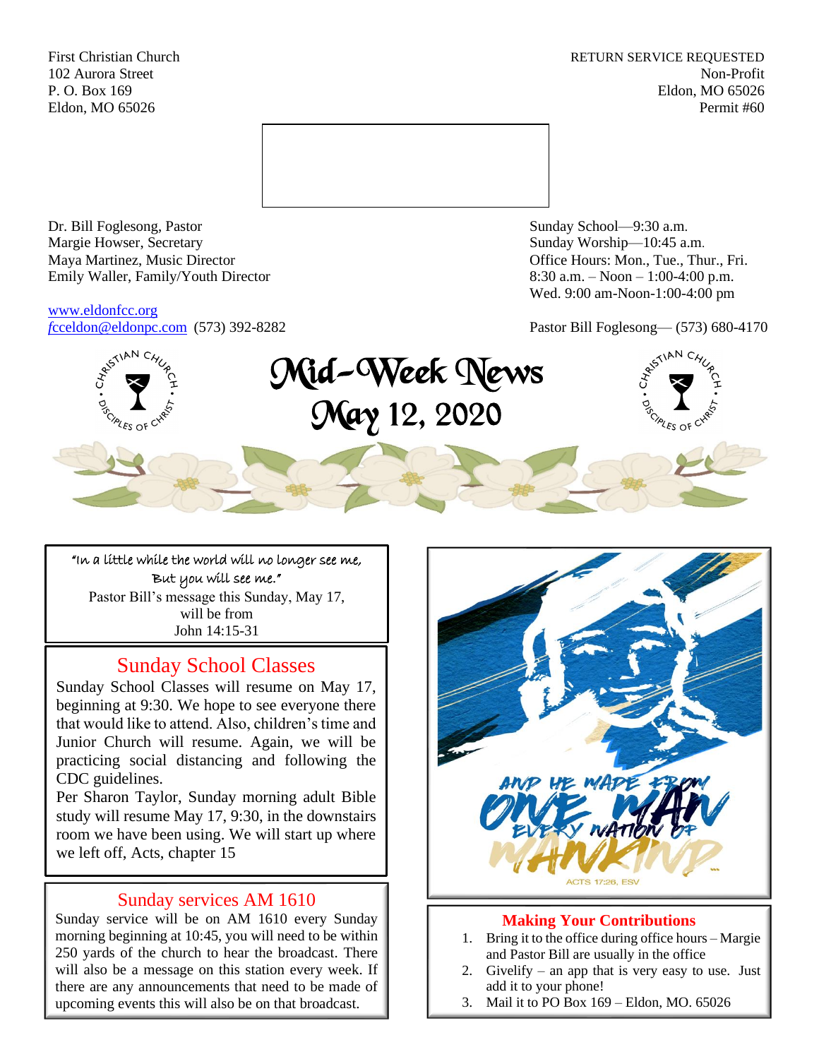First Christian Church
102 Aurora Street
P. O. Box 169
Eldon, MO 65026

RETURN SERVICE REQUESTED
Non-Profit
Eldon, MO 65026
Permit #60

Dr. Bill Foglesong, Pastor
Margie Howser, Secretary
Maya Martinez, Music Director
Emily Waller, Family/Youth Director

www.eldonfcc.org
fcceldon@eldonpc.com (573) 392-8282

Sunday School—9:30 a.m.
Sunday Worship—10:45 a.m.
Office Hours: Mon., Tue., Thur., Fri.
8:30 a.m. – Noon – 1:00-4:00 p.m.
Wed. 9:00 am-Noon-1:00-4:00 pm

Pastor Bill Foglesong— (573) 680-4170

# Mid-Week News
# May 12, 2020

"In a little while the world will no longer see me,
But you will see me."
Pastor Bill's message this Sunday, May 17,
will be from
John 14:15-31

## Sunday School Classes

Sunday School Classes will resume on May 17, beginning at 9:30. We hope to see everyone there that would like to attend. Also, children's time and Junior Church will resume. Again, we will be practicing social distancing and following the CDC guidelines.

Per Sharon Taylor, Sunday morning adult Bible study will resume May 17, 9:30, in the downstairs room we have been using. We will start up where we left off, Acts, chapter 15

## Sunday services AM 1610

Sunday service will be on AM 1610 every Sunday morning beginning at 10:45, you will need to be within 250 yards of the church to hear the broadcast. There will also be a message on this station every week. If there are any announcements that need to be made of upcoming events this will also be on that broadcast.

AND HE MADE FROM ONE MAN EVERY NATION OF MANKIND...
ACTS 17:26, ESV

## Making Your Contributions

1. Bring it to the office during office hours – Margie and Pastor Bill are usually in the office
2. Givelify – an app that is very easy to use. Just add it to your phone!
3. Mail it to PO Box 169 – Eldon, MO. 65026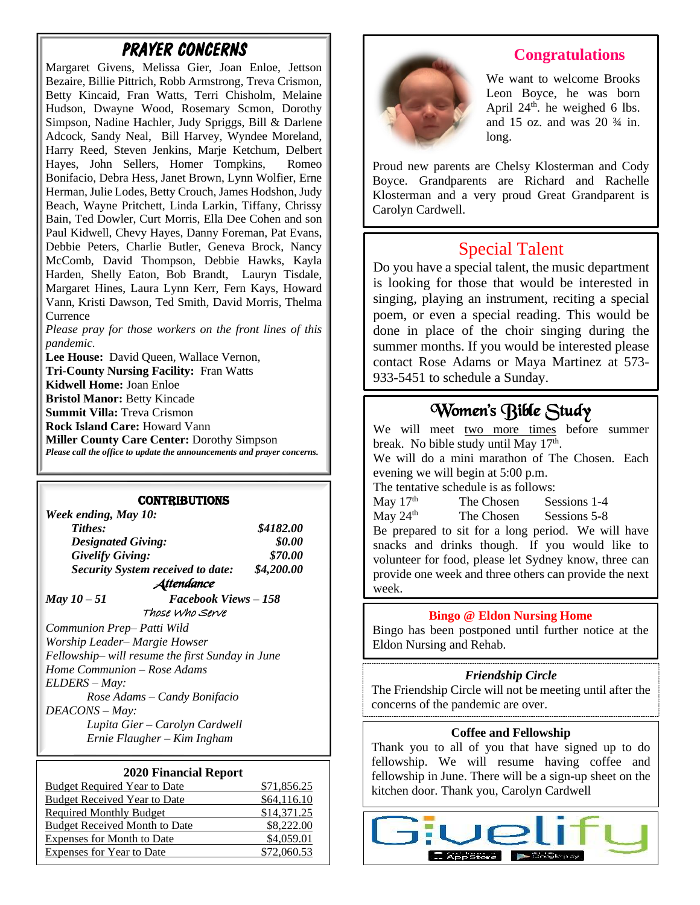## PRAYER CONCERNS

Margaret Givens, Melissa Gier, Joan Enloe, Jettson Bezaire, Billie Pittrich, Robb Armstrong, Treva Crismon, Betty Kincaid, Fran Watts, Terri Chisholm, Melaine Hudson, Dwayne Wood, Rosemary Scmon, Dorothy Simpson, Nadine Hachler, Judy Spriggs, Bill & Darlene Adcock, Sandy Neal, Bill Harvey, Wyndee Moreland, Harry Reed, Steven Jenkins, Marje Ketchum, Delbert Hayes, John Sellers, Homer Tompkins, Romeo Bonifacio, Debra Hess, Janet Brown, Lynn Wolfier, Erne Herman, Julie Lodes, Betty Crouch, James Hodshon, Judy Beach, Wayne Pritchett, Linda Larkin, Tiffany, Chrissy Bain, Ted Dowler, Curt Morris, Ella Dee Cohen and son Paul Kidwell, Chevy Hayes, Danny Foreman, Pat Evans, Debbie Peters, Charlie Butler, Geneva Brock, Nancy McComb, David Thompson, Debbie Hawks, Kayla Harden, Shelly Eaton, Bob Brandt, Lauryn Tisdale, Margaret Hines, Laura Lynn Kerr, Fern Kays, Howard Vann, Kristi Dawson, Ted Smith, David Morris, Thelma Currence

*Please pray for those workers on the front lines of this pandemic.*

**Lee House:** David Queen, Wallace Vernon,
**Tri-County Nursing Facility:** Fran Watts
**Kidwell Home:** Joan Enloe
**Bristol Manor:** Betty Kincade
**Summit Villa:** Treva Crismon
**Rock Island Care:** Howard Vann
**Miller County Care Center:** Dorothy Simpson

***Please call the office to update the announcements and prayer concerns.***

## CONTRIBUTIONS

*Week ending, May 10:*

| | |
|---|---|
| ***Tithes:*** | ***$4182.00*** |
| ***Designated Giving:*** | ***$0.00*** |
| ***Givelify Giving:*** | ***$70.00*** |
| ***Security System received to date:*** | ***$4,200.00*** |

*Attendance*

***May 10 – 51*** ***Facebook Views – 158***

*Those Who Serve*

*Communion Prep– Patti Wild*
*Worship Leader– Margie Howser*
*Fellowship– will resume the first Sunday in June*
*Home Communion – Rose Adams*
*ELDERS – May:*
*Rose Adams – Candy Bonifacio*
*DEACONS – May:*
*Lupita Gier – Carolyn Cardwell*
*Ernie Flaugher – Kim Ingham*

## 2020 Financial Report

| | |
|---|---|
| Budget Required Year to Date | $71,856.25 |
| Budget Received Year to Date | $64,116.10 |
| Required Monthly Budget | $14,371.25 |
| Budget Received Month to Date | $8,222.00 |
| Expenses for Month to Date | $4,059.01 |
| Expenses for Year to Date | $72,060.53 |

## Congratulations

We want to welcome Brooks Leon Boyce, he was born April 24th. he weighed 6 lbs. and 15 oz. and was 20 ¾ in. long.

Proud new parents are Chelsy Klosterman and Cody Boyce. Grandparents are Richard and Rachelle Klosterman and a very proud Great Grandparent is Carolyn Cardwell.

## Special Talent

Do you have a special talent, the music department is looking for those that would be interested in singing, playing an instrument, reciting a special poem, or even a special reading. This would be done in place of the choir singing during the summer months. If you would be interested please contact Rose Adams or Maya Martinez at 573-933-5451 to schedule a Sunday.

## Women's Bible Study

We will meet two more times before summer break. No bible study until May 17th.
We will do a mini marathon of The Chosen. Each evening we will begin at 5:00 p.m.
The tentative schedule is as follows:

| | | |
|---|---|---|
| May 17th | The Chosen | Sessions 1-4 |
| May 24th | The Chosen | Sessions 5-8 |

Be prepared to sit for a long period. We will have snacks and drinks though. If you would like to volunteer for food, please let Sydney know, three can provide one week and three others can provide the next week.

**Bingo @ Eldon Nursing Home**

Bingo has been postponed until further notice at the Eldon Nursing and Rehab.

***Friendship Circle***

The Friendship Circle will not be meeting until after the concerns of the pandemic are over.

**Coffee and Fellowship**

Thank you to all of you that have signed up to do fellowship. We will resume having coffee and fellowship in June. There will be a sign-up sheet on the kitchen door. Thank you, Carolyn Cardwell

Givelify